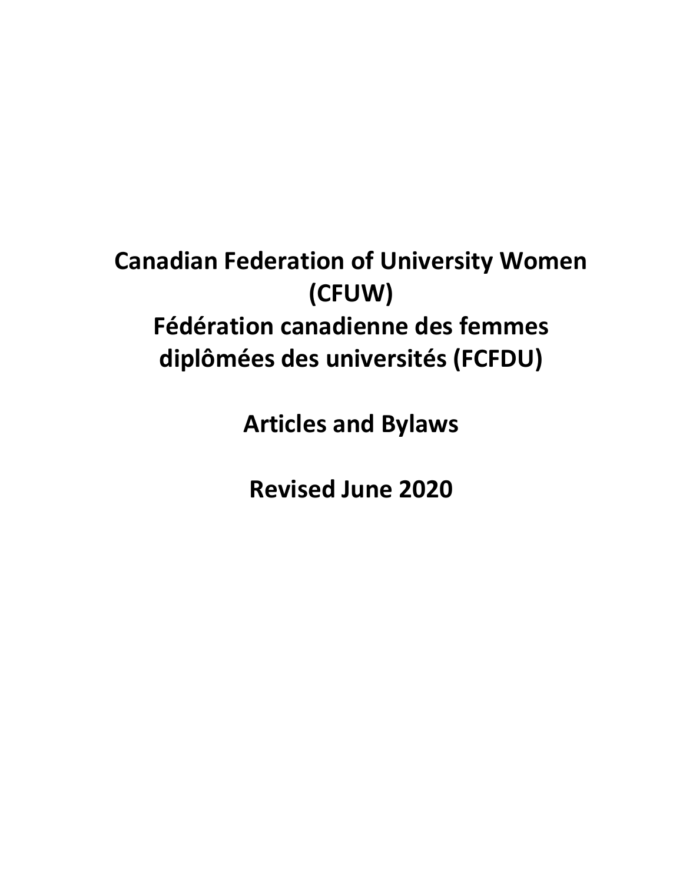# Canadian Federation of University Women (CFUW)

# Fédération canadienne des femmes diplômées des universités (FCFDU)

## Articles and Bylaws

## Revised June 2020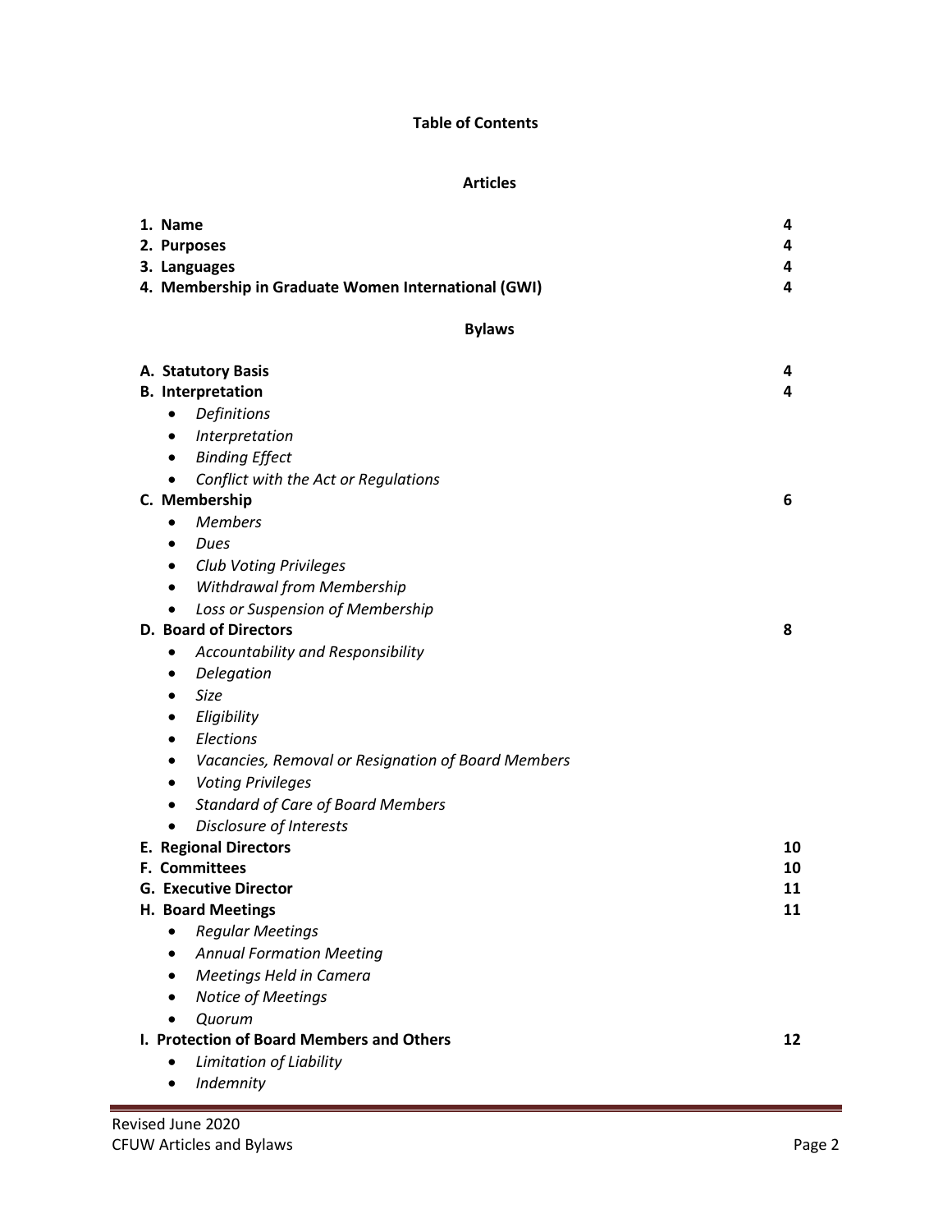# Table of Contents

## Articles

| | |
|---|---|
| **1. Name** | **4** |
| **2. Purposes** | **4** |
| **3. Languages** | **4** |
| **4. Membership in Graduate Women International (GWI)** | **4** |

## Bylaws

**A. Statutory Basis** **4**

**B. Interpretation** **4**

- *Definitions*
- *Interpretation*
- *Binding Effect*
- *Conflict with the Act or Regulations*

**C. Membership** **6**

- *Members*
- *Dues*
- *Club Voting Privileges*
- *Withdrawal from Membership*
- *Loss or Suspension of Membership*

**D. Board of Directors** **8**

- *Accountability and Responsibility*
- *Delegation*
- *Size*
- *Eligibility*
- *Elections*
- *Vacancies, Removal or Resignation of Board Members*
- *Voting Privileges*
- *Standard of Care of Board Members*
- *Disclosure of Interests*

**E. Regional Directors** **10**

**F. Committees** **10**

**G. Executive Director** **11**

**H. Board Meetings** **11**

- *Regular Meetings*
- *Annual Formation Meeting*
- *Meetings Held in Camera*
- *Notice of Meetings*
- *Quorum*

**I. Protection of Board Members and Others** **12**

- *Limitation of Liability*
- *Indemnity*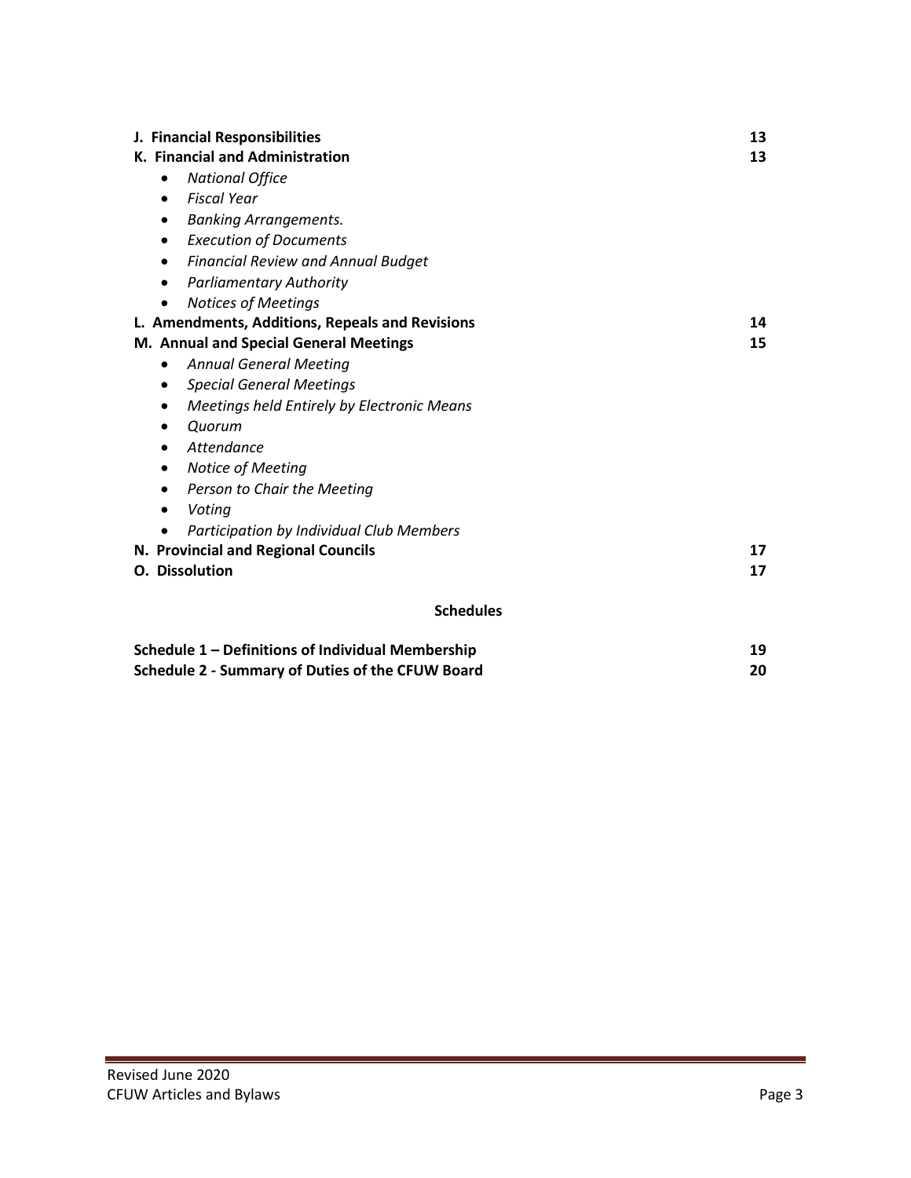| | |
|---|---|
| **J. Financial Responsibilities** | **13** |
| **K. Financial and Administration** | **13** |
| • *National Office* | |
| • *Fiscal Year* | |
| • *Banking Arrangements.* | |
| • *Execution of Documents* | |
| • *Financial Review and Annual Budget* | |
| • *Parliamentary Authority* | |
| • *Notices of Meetings* | |
| **L. Amendments, Additions, Repeals and Revisions** | **14** |
| **M. Annual and Special General Meetings** | **15** |
| • *Annual General Meeting* | |
| • *Special General Meetings* | |
| • *Meetings held Entirely by Electronic Means* | |
| • *Quorum* | |
| • *Attendance* | |
| • *Notice of Meeting* | |
| • *Person to Chair the Meeting* | |
| • *Voting* | |
| • *Participation by Individual Club Members* | |
| **N. Provincial and Regional Councils** | **17** |
| **O. Dissolution** | **17** |

**Schedules**

| | |
|---|---|
| **Schedule 1 – Definitions of Individual Membership** | **19** |
| **Schedule 2 - Summary of Duties of the CFUW Board** | **20** |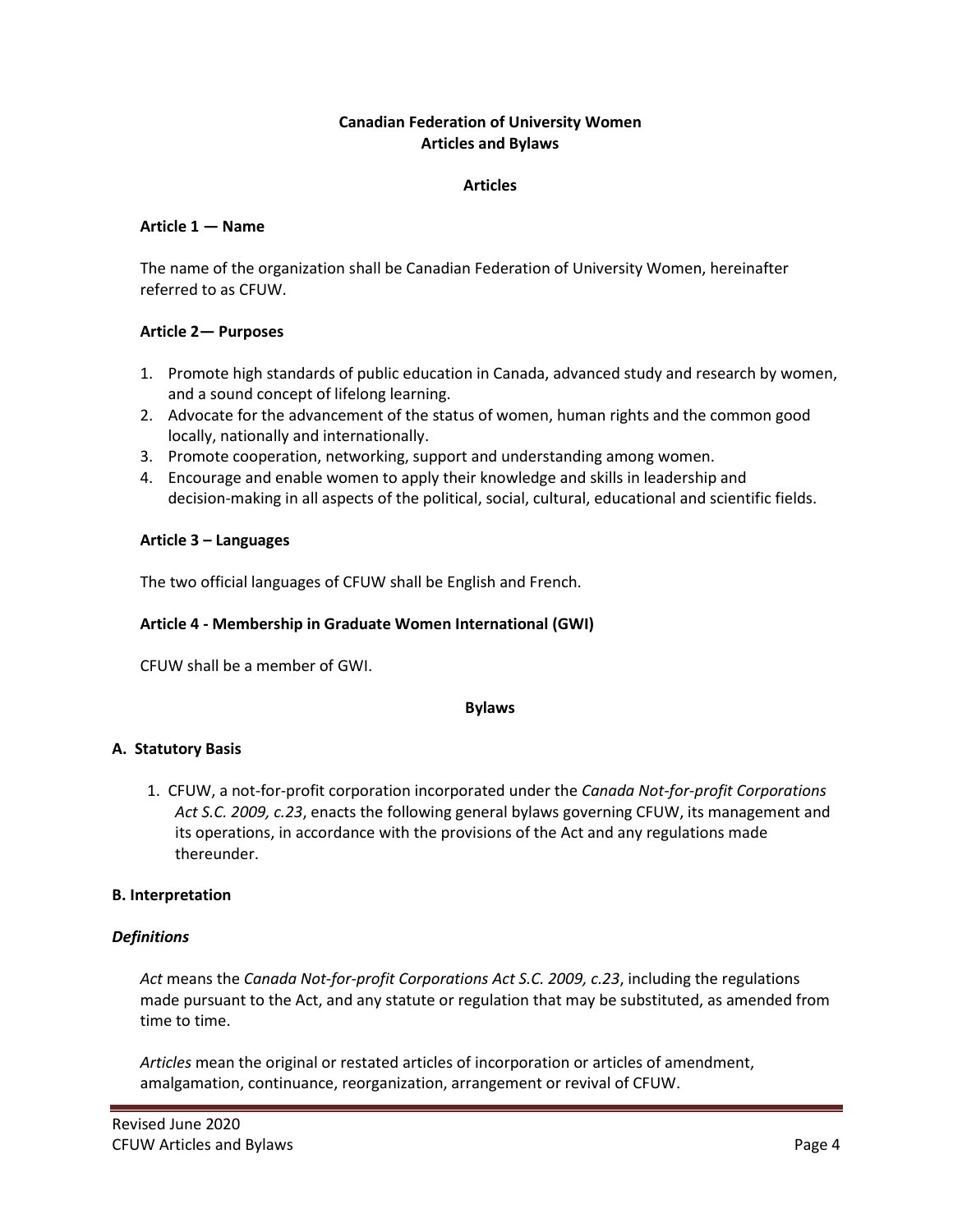# Canadian Federation of University Women
# Articles and Bylaws

## Articles

### Article 1 — Name

The name of the organization shall be Canadian Federation of University Women, hereinafter referred to as CFUW.

### Article 2— Purposes

1. Promote high standards of public education in Canada, advanced study and research by women, and a sound concept of lifelong learning.
2. Advocate for the advancement of the status of women, human rights and the common good locally, nationally and internationally.
3. Promote cooperation, networking, support and understanding among women.
4. Encourage and enable women to apply their knowledge and skills in leadership and decision-making in all aspects of the political, social, cultural, educational and scientific fields.

### Article 3 – Languages

The two official languages of CFUW shall be English and French.

### Article 4 - Membership in Graduate Women International (GWI)

CFUW shall be a member of GWI.

## Bylaws

### A. Statutory Basis

1. CFUW, a not-for-profit corporation incorporated under the *Canada Not-for-profit Corporations Act S.C. 2009, c.23*, enacts the following general bylaws governing CFUW, its management and its operations, in accordance with the provisions of the Act and any regulations made thereunder.

### B. Interpretation

#### *Definitions*

*Act* means the *Canada Not-for-profit Corporations Act S.C. 2009, c.23*, including the regulations made pursuant to the Act, and any statute or regulation that may be substituted, as amended from time to time.

*Articles* mean the original or restated articles of incorporation or articles of amendment, amalgamation, continuance, reorganization, arrangement or revival of CFUW.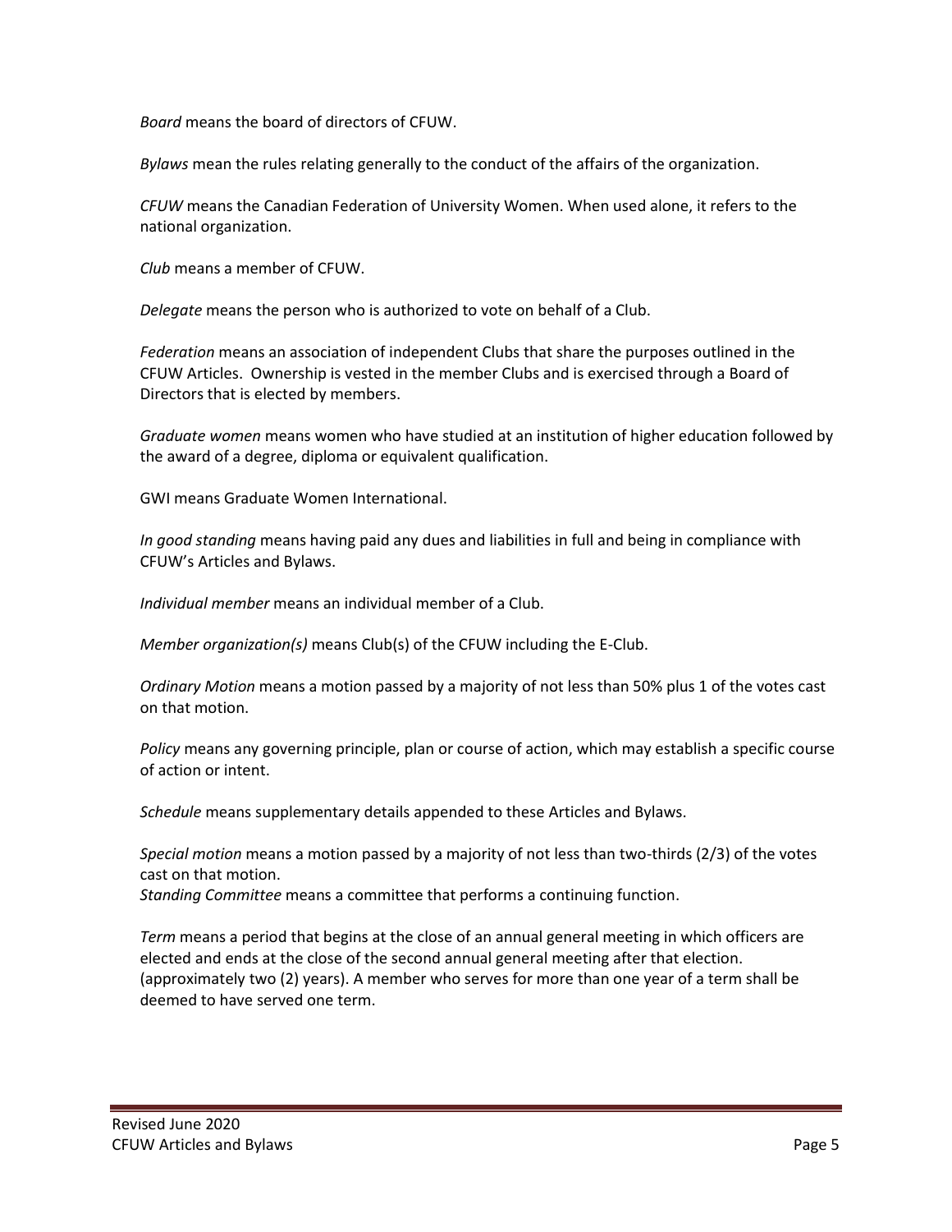*Board* means the board of directors of CFUW.

*Bylaws* mean the rules relating generally to the conduct of the affairs of the organization.

*CFUW* means the Canadian Federation of University Women. When used alone, it refers to the national organization.

*Club* means a member of CFUW.

*Delegate* means the person who is authorized to vote on behalf of a Club.

*Federation* means an association of independent Clubs that share the purposes outlined in the CFUW Articles. Ownership is vested in the member Clubs and is exercised through a Board of Directors that is elected by members.

*Graduate women* means women who have studied at an institution of higher education followed by the award of a degree, diploma or equivalent qualification.

GWI means Graduate Women International.

*In good standing* means having paid any dues and liabilities in full and being in compliance with CFUW's Articles and Bylaws.

*Individual member* means an individual member of a Club.

*Member organization(s)* means Club(s) of the CFUW including the E-Club.

*Ordinary Motion* means a motion passed by a majority of not less than 50% plus 1 of the votes cast on that motion.

*Policy* means any governing principle, plan or course of action, which may establish a specific course of action or intent.

*Schedule* means supplementary details appended to these Articles and Bylaws.

*Special motion* means a motion passed by a majority of not less than two-thirds (2/3) of the votes cast on that motion.

*Standing Committee* means a committee that performs a continuing function.

*Term* means a period that begins at the close of an annual general meeting in which officers are elected and ends at the close of the second annual general meeting after that election. (approximately two (2) years). A member who serves for more than one year of a term shall be deemed to have served one term.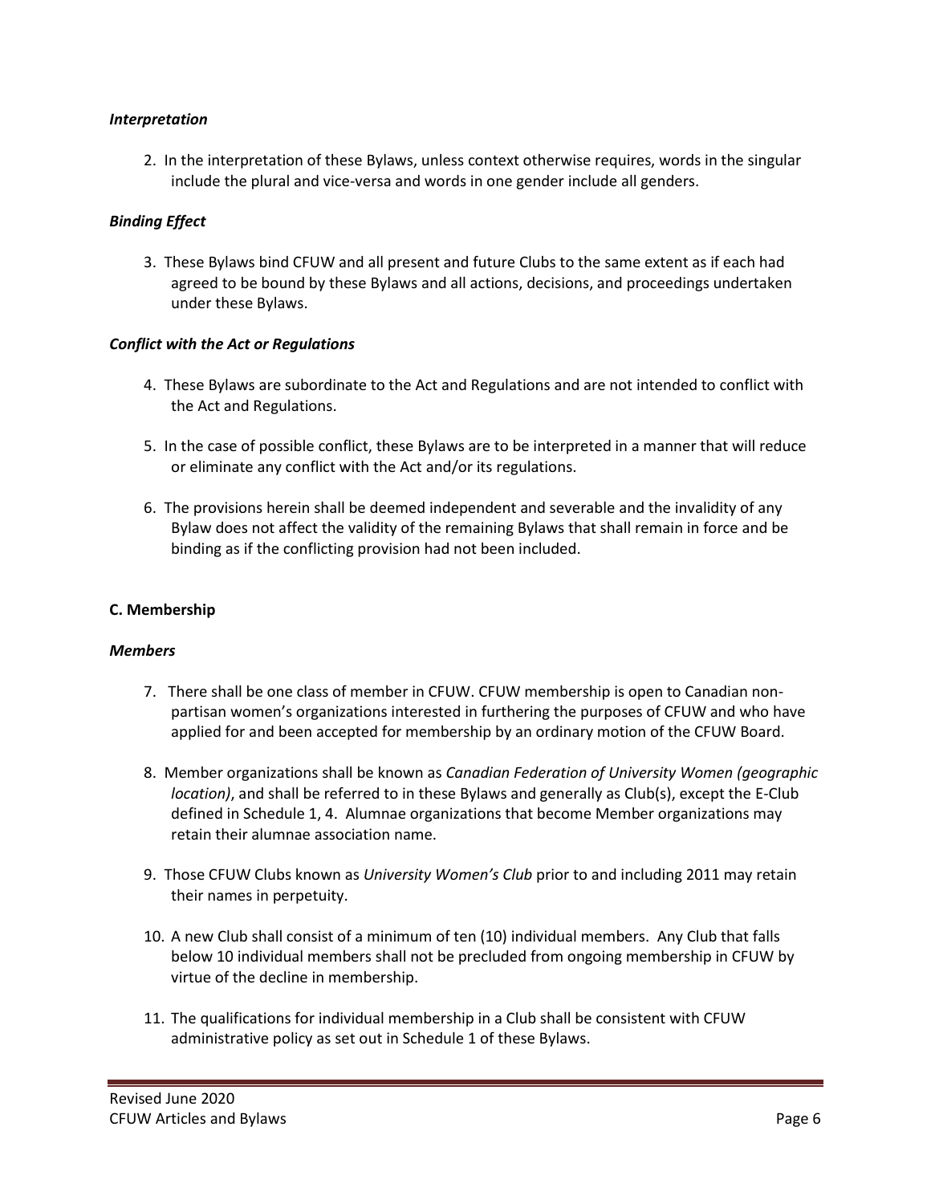***Interpretation***

2. In the interpretation of these Bylaws, unless context otherwise requires, words in the singular include the plural and vice-versa and words in one gender include all genders.

***Binding Effect***

3. These Bylaws bind CFUW and all present and future Clubs to the same extent as if each had agreed to be bound by these Bylaws and all actions, decisions, and proceedings undertaken under these Bylaws.

***Conflict with the Act or Regulations***

4. These Bylaws are subordinate to the Act and Regulations and are not intended to conflict with the Act and Regulations.

5. In the case of possible conflict, these Bylaws are to be interpreted in a manner that will reduce or eliminate any conflict with the Act and/or its regulations.

6. The provisions herein shall be deemed independent and severable and the invalidity of any Bylaw does not affect the validity of the remaining Bylaws that shall remain in force and be binding as if the conflicting provision had not been included.

**C. Membership**

***Members***

7. There shall be one class of member in CFUW. CFUW membership is open to Canadian non-partisan women's organizations interested in furthering the purposes of CFUW and who have applied for and been accepted for membership by an ordinary motion of the CFUW Board.

8. Member organizations shall be known as *Canadian Federation of University Women (geographic location)*, and shall be referred to in these Bylaws and generally as Club(s), except the E-Club defined in Schedule 1, 4. Alumnae organizations that become Member organizations may retain their alumnae association name.

9. Those CFUW Clubs known as *University Women's Club* prior to and including 2011 may retain their names in perpetuity.

10. A new Club shall consist of a minimum of ten (10) individual members. Any Club that falls below 10 individual members shall not be precluded from ongoing membership in CFUW by virtue of the decline in membership.

11. The qualifications for individual membership in a Club shall be consistent with CFUW administrative policy as set out in Schedule 1 of these Bylaws.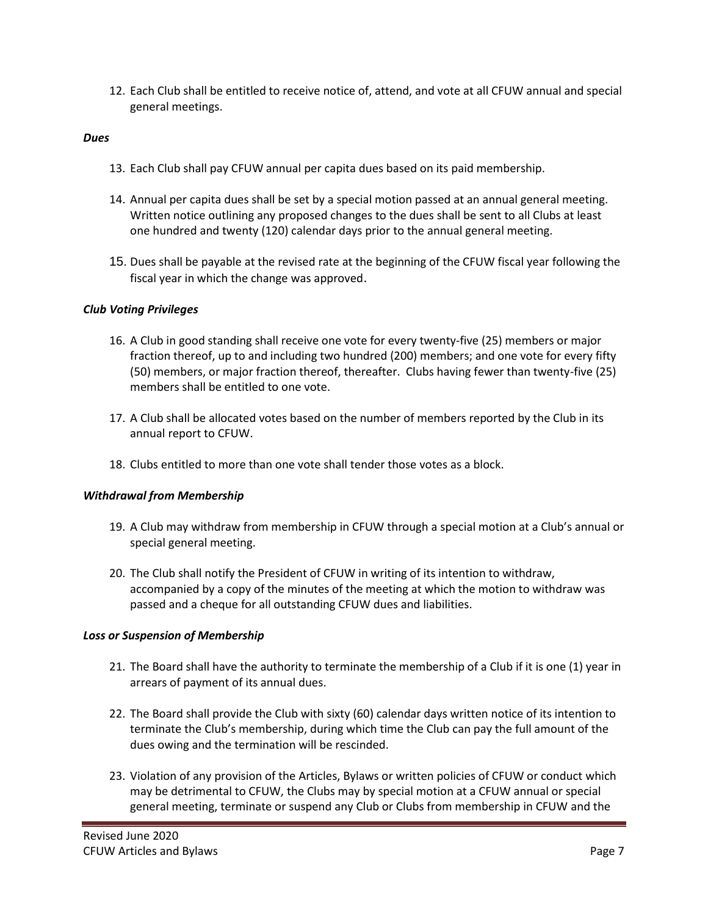12. Each Club shall be entitled to receive notice of, attend, and vote at all CFUW annual and special general meetings.

***Dues***

13. Each Club shall pay CFUW annual per capita dues based on its paid membership.

14. Annual per capita dues shall be set by a special motion passed at an annual general meeting. Written notice outlining any proposed changes to the dues shall be sent to all Clubs at least one hundred and twenty (120) calendar days prior to the annual general meeting.

15. Dues shall be payable at the revised rate at the beginning of the CFUW fiscal year following the fiscal year in which the change was approved.

***Club Voting Privileges***

16. A Club in good standing shall receive one vote for every twenty-five (25) members or major fraction thereof, up to and including two hundred (200) members; and one vote for every fifty (50) members, or major fraction thereof, thereafter. Clubs having fewer than twenty-five (25) members shall be entitled to one vote.

17. A Club shall be allocated votes based on the number of members reported by the Club in its annual report to CFUW.

18. Clubs entitled to more than one vote shall tender those votes as a block.

***Withdrawal from Membership***

19. A Club may withdraw from membership in CFUW through a special motion at a Club's annual or special general meeting.

20. The Club shall notify the President of CFUW in writing of its intention to withdraw, accompanied by a copy of the minutes of the meeting at which the motion to withdraw was passed and a cheque for all outstanding CFUW dues and liabilities.

***Loss or Suspension of Membership***

21. The Board shall have the authority to terminate the membership of a Club if it is one (1) year in arrears of payment of its annual dues.

22. The Board shall provide the Club with sixty (60) calendar days written notice of its intention to terminate the Club's membership, during which time the Club can pay the full amount of the dues owing and the termination will be rescinded.

23. Violation of any provision of the Articles, Bylaws or written policies of CFUW or conduct which may be detrimental to CFUW, the Clubs may by special motion at a CFUW annual or special general meeting, terminate or suspend any Club or Clubs from membership in CFUW and the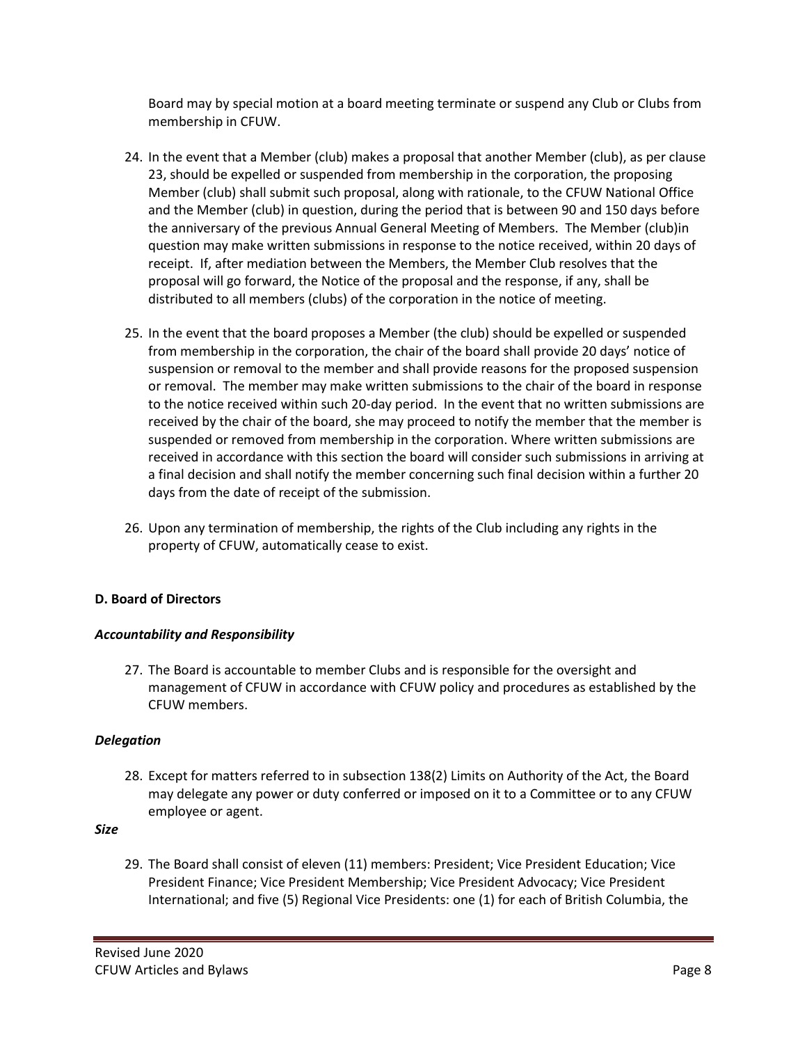Board may by special motion at a board meeting terminate or suspend any Club or Clubs from membership in CFUW.

24. In the event that a Member (club) makes a proposal that another Member (club), as per clause 23, should be expelled or suspended from membership in the corporation, the proposing Member (club) shall submit such proposal, along with rationale, to the CFUW National Office and the Member (club) in question, during the period that is between 90 and 150 days before the anniversary of the previous Annual General Meeting of Members. The Member (club)in question may make written submissions in response to the notice received, within 20 days of receipt. If, after mediation between the Members, the Member Club resolves that the proposal will go forward, the Notice of the proposal and the response, if any, shall be distributed to all members (clubs) of the corporation in the notice of meeting.

25. In the event that the board proposes a Member (the club) should be expelled or suspended from membership in the corporation, the chair of the board shall provide 20 days' notice of suspension or removal to the member and shall provide reasons for the proposed suspension or removal. The member may make written submissions to the chair of the board in response to the notice received within such 20-day period. In the event that no written submissions are received by the chair of the board, she may proceed to notify the member that the member is suspended or removed from membership in the corporation. Where written submissions are received in accordance with this section the board will consider such submissions in arriving at a final decision and shall notify the member concerning such final decision within a further 20 days from the date of receipt of the submission.

26. Upon any termination of membership, the rights of the Club including any rights in the property of CFUW, automatically cease to exist.

**D. Board of Directors**

***Accountability and Responsibility***

27. The Board is accountable to member Clubs and is responsible for the oversight and management of CFUW in accordance with CFUW policy and procedures as established by the CFUW members.

***Delegation***

28. Except for matters referred to in subsection 138(2) Limits on Authority of the Act, the Board may delegate any power or duty conferred or imposed on it to a Committee or to any CFUW employee or agent.

***Size***

29. The Board shall consist of eleven (11) members: President; Vice President Education; Vice President Finance; Vice President Membership; Vice President Advocacy; Vice President International; and five (5) Regional Vice Presidents: one (1) for each of British Columbia, the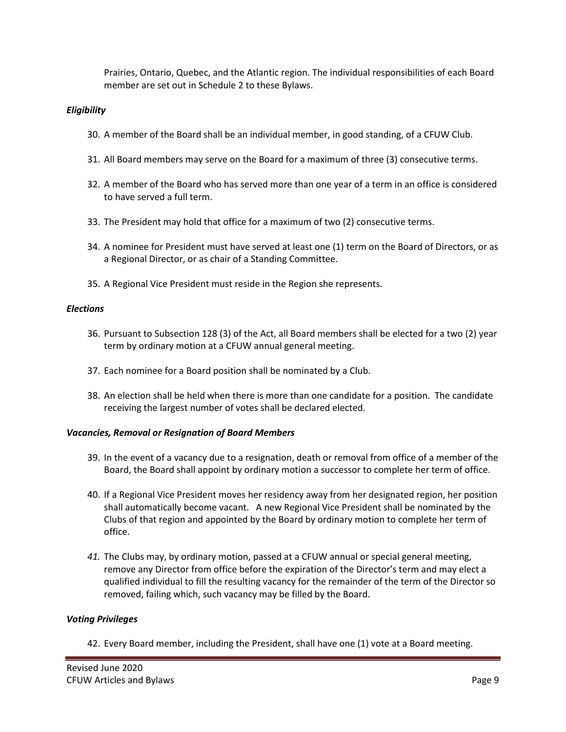Prairies, Ontario, Quebec, and the Atlantic region. The individual responsibilities of each Board member are set out in Schedule 2 to these Bylaws.

***Eligibility***

30. A member of the Board shall be an individual member, in good standing, of a CFUW Club.

31. All Board members may serve on the Board for a maximum of three (3) consecutive terms.

32. A member of the Board who has served more than one year of a term in an office is considered to have served a full term.

33. The President may hold that office for a maximum of two (2) consecutive terms.

34. A nominee for President must have served at least one (1) term on the Board of Directors, or as a Regional Director, or as chair of a Standing Committee.

35. A Regional Vice President must reside in the Region she represents.

***Elections***

36. Pursuant to Subsection 128 (3) of the Act, all Board members shall be elected for a two (2) year term by ordinary motion at a CFUW annual general meeting.

37. Each nominee for a Board position shall be nominated by a Club.

38. An election shall be held when there is more than one candidate for a position. The candidate receiving the largest number of votes shall be declared elected.

***Vacancies, Removal or Resignation of Board Members***

39. In the event of a vacancy due to a resignation, death or removal from office of a member of the Board, the Board shall appoint by ordinary motion a successor to complete her term of office.

40. If a Regional Vice President moves her residency away from her designated region, her position shall automatically become vacant. A new Regional Vice President shall be nominated by the Clubs of that region and appointed by the Board by ordinary motion to complete her term of office.

41. The Clubs may, by ordinary motion, passed at a CFUW annual or special general meeting, remove any Director from office before the expiration of the Director's term and may elect a qualified individual to fill the resulting vacancy for the remainder of the term of the Director so removed, failing which, such vacancy may be filled by the Board.

***Voting Privileges***

42. Every Board member, including the President, shall have one (1) vote at a Board meeting.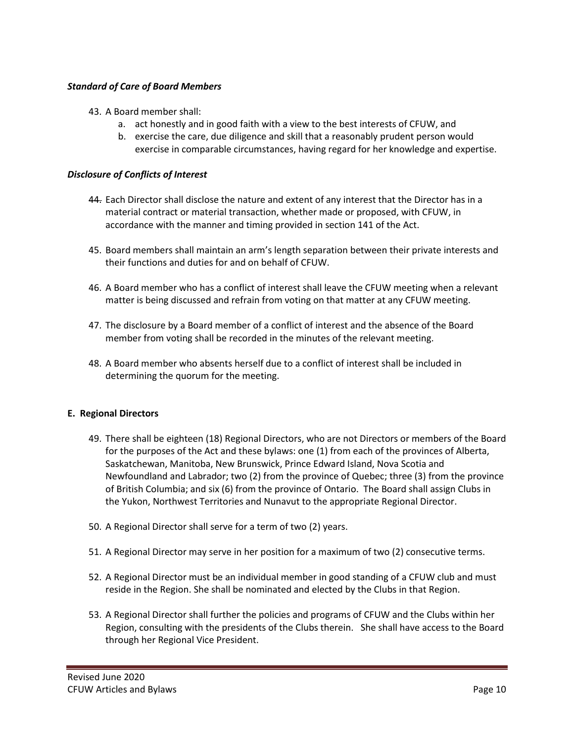***Standard of Care of Board Members***

43. A Board member shall:
    a. act honestly and in good faith with a view to the best interests of CFUW, and
    b. exercise the care, due diligence and skill that a reasonably prudent person would exercise in comparable circumstances, having regard for her knowledge and expertise.

***Disclosure of Conflicts of Interest***

44. Each Director shall disclose the nature and extent of any interest that the Director has in a material contract or material transaction, whether made or proposed, with CFUW, in accordance with the manner and timing provided in section 141 of the Act.

45. Board members shall maintain an arm's length separation between their private interests and their functions and duties for and on behalf of CFUW.

46. A Board member who has a conflict of interest shall leave the CFUW meeting when a relevant matter is being discussed and refrain from voting on that matter at any CFUW meeting.

47. The disclosure by a Board member of a conflict of interest and the absence of the Board member from voting shall be recorded in the minutes of the relevant meeting.

48. A Board member who absents herself due to a conflict of interest shall be included in determining the quorum for the meeting.

**E. Regional Directors**

49. There shall be eighteen (18) Regional Directors, who are not Directors or members of the Board for the purposes of the Act and these bylaws: one (1) from each of the provinces of Alberta, Saskatchewan, Manitoba, New Brunswick, Prince Edward Island, Nova Scotia and Newfoundland and Labrador; two (2) from the province of Quebec; three (3) from the province of British Columbia; and six (6) from the province of Ontario. The Board shall assign Clubs in the Yukon, Northwest Territories and Nunavut to the appropriate Regional Director.

50. A Regional Director shall serve for a term of two (2) years.

51. A Regional Director may serve in her position for a maximum of two (2) consecutive terms.

52. A Regional Director must be an individual member in good standing of a CFUW club and must reside in the Region. She shall be nominated and elected by the Clubs in that Region.

53. A Regional Director shall further the policies and programs of CFUW and the Clubs within her Region, consulting with the presidents of the Clubs therein. She shall have access to the Board through her Regional Vice President.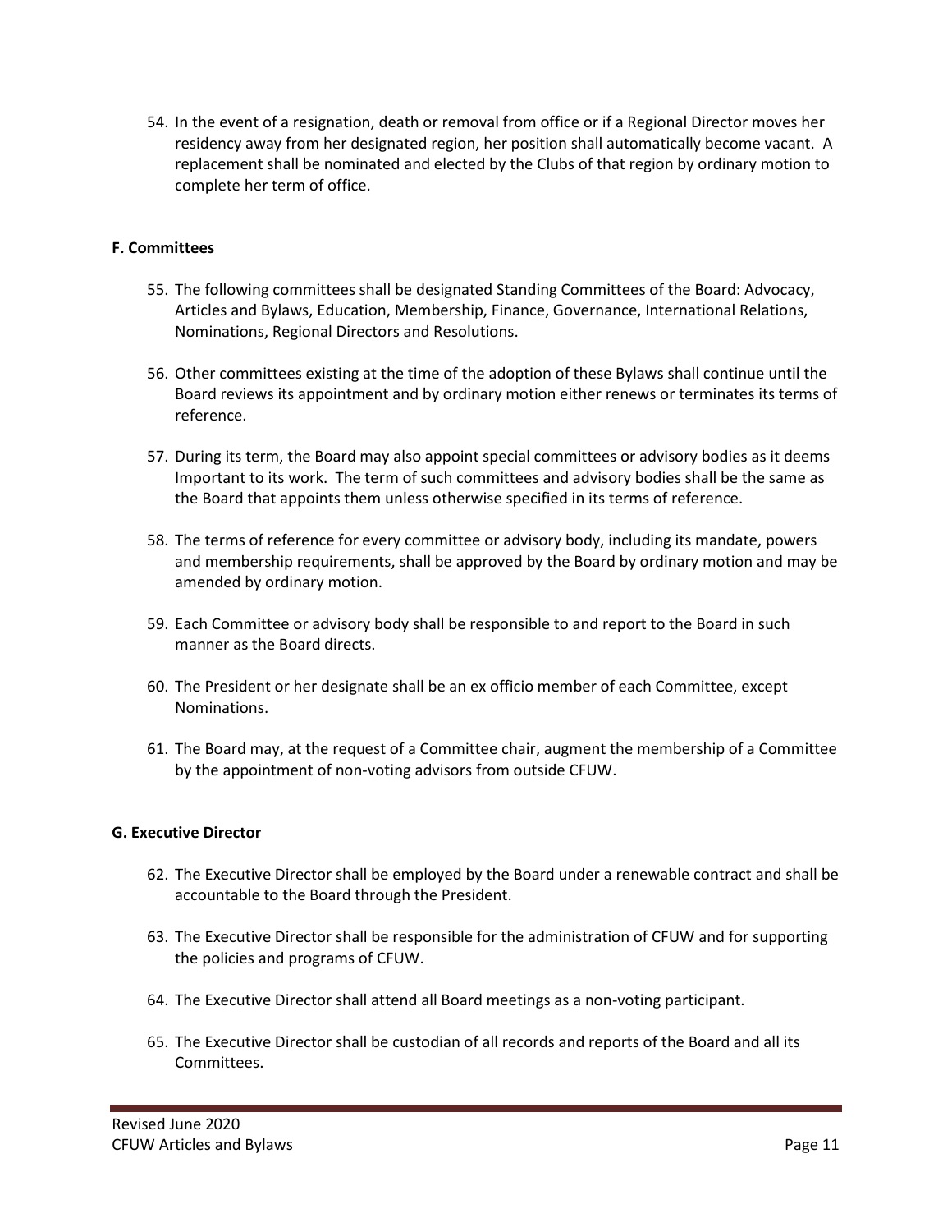54. In the event of a resignation, death or removal from office or if a Regional Director moves her residency away from her designated region, her position shall automatically become vacant. A replacement shall be nominated and elected by the Clubs of that region by ordinary motion to complete her term of office.

**F. Committees**

55. The following committees shall be designated Standing Committees of the Board: Advocacy, Articles and Bylaws, Education, Membership, Finance, Governance, International Relations, Nominations, Regional Directors and Resolutions.

56. Other committees existing at the time of the adoption of these Bylaws shall continue until the Board reviews its appointment and by ordinary motion either renews or terminates its terms of reference.

57. During its term, the Board may also appoint special committees or advisory bodies as it deems Important to its work. The term of such committees and advisory bodies shall be the same as the Board that appoints them unless otherwise specified in its terms of reference.

58. The terms of reference for every committee or advisory body, including its mandate, powers and membership requirements, shall be approved by the Board by ordinary motion and may be amended by ordinary motion.

59. Each Committee or advisory body shall be responsible to and report to the Board in such manner as the Board directs.

60. The President or her designate shall be an ex officio member of each Committee, except Nominations.

61. The Board may, at the request of a Committee chair, augment the membership of a Committee by the appointment of non-voting advisors from outside CFUW.

**G. Executive Director**

62. The Executive Director shall be employed by the Board under a renewable contract and shall be accountable to the Board through the President.

63. The Executive Director shall be responsible for the administration of CFUW and for supporting the policies and programs of CFUW.

64. The Executive Director shall attend all Board meetings as a non-voting participant.

65. The Executive Director shall be custodian of all records and reports of the Board and all its Committees.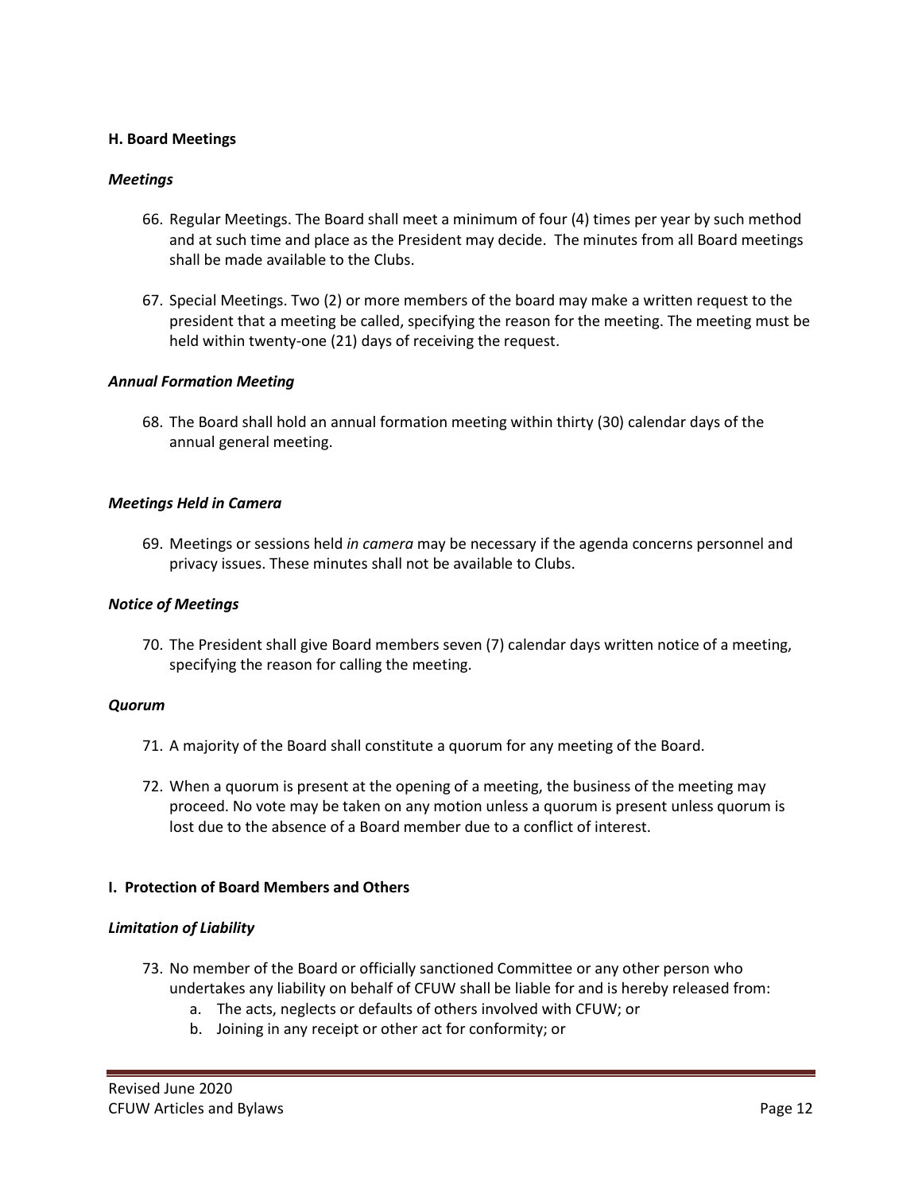## H. Board Meetings

### *Meetings*

66. Regular Meetings. The Board shall meet a minimum of four (4) times per year by such method and at such time and place as the President may decide. The minutes from all Board meetings shall be made available to the Clubs.

67. Special Meetings. Two (2) or more members of the board may make a written request to the president that a meeting be called, specifying the reason for the meeting. The meeting must be held within twenty-one (21) days of receiving the request.

### *Annual Formation Meeting*

68. The Board shall hold an annual formation meeting within thirty (30) calendar days of the annual general meeting.

### *Meetings Held in Camera*

69. Meetings or sessions held *in camera* may be necessary if the agenda concerns personnel and privacy issues. These minutes shall not be available to Clubs.

### *Notice of Meetings*

70. The President shall give Board members seven (7) calendar days written notice of a meeting, specifying the reason for calling the meeting.

### *Quorum*

71. A majority of the Board shall constitute a quorum for any meeting of the Board.

72. When a quorum is present at the opening of a meeting, the business of the meeting may proceed. No vote may be taken on any motion unless a quorum is present unless quorum is lost due to the absence of a Board member due to a conflict of interest.

## I. Protection of Board Members and Others

### *Limitation of Liability*

73. No member of the Board or officially sanctioned Committee or any other person who undertakes any liability on behalf of CFUW shall be liable for and is hereby released from:
    a. The acts, neglects or defaults of others involved with CFUW; or
    b. Joining in any receipt or other act for conformity; or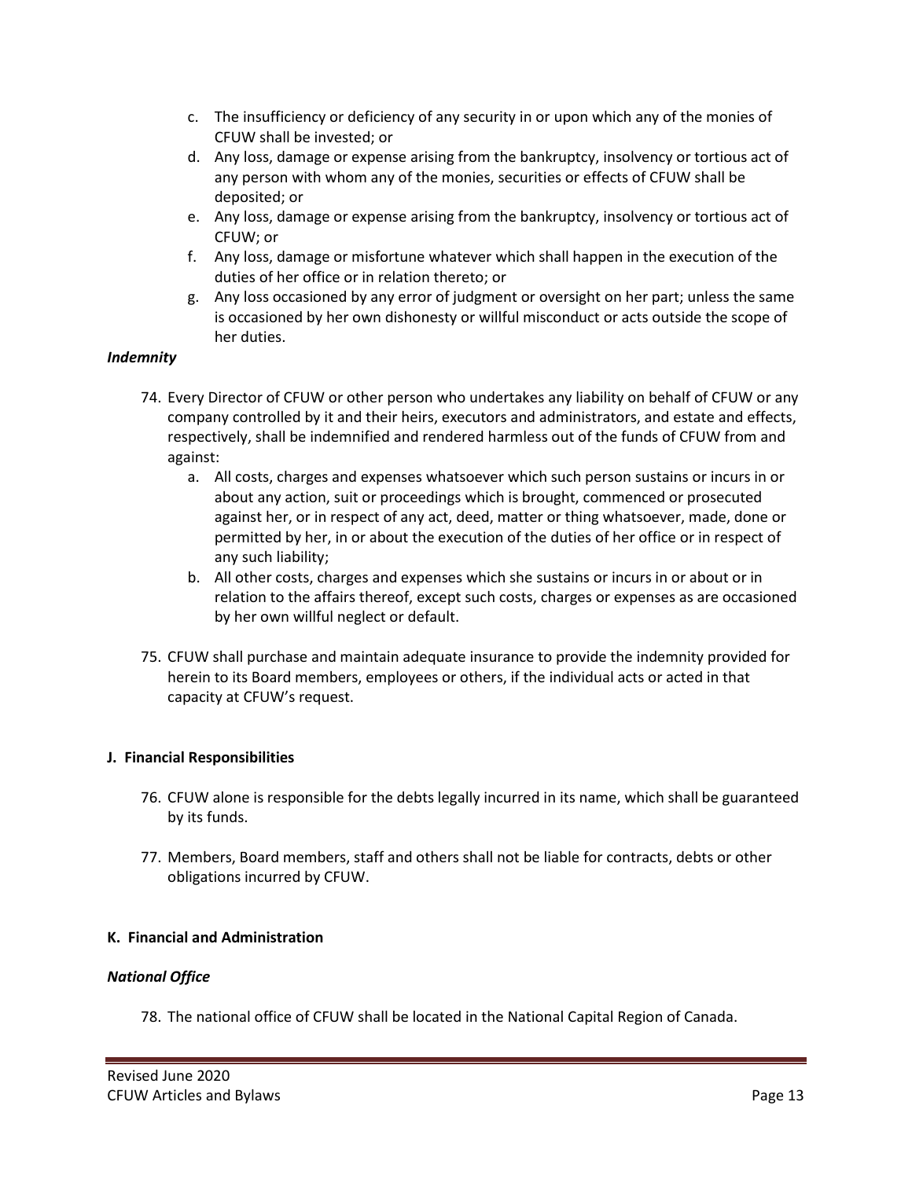c. The insufficiency or deficiency of any security in or upon which any of the monies of CFUW shall be invested; or
d. Any loss, damage or expense arising from the bankruptcy, insolvency or tortious act of any person with whom any of the monies, securities or effects of CFUW shall be deposited; or
e. Any loss, damage or expense arising from the bankruptcy, insolvency or tortious act of CFUW; or
f. Any loss, damage or misfortune whatever which shall happen in the execution of the duties of her office or in relation thereto; or
g. Any loss occasioned by any error of judgment or oversight on her part; unless the same is occasioned by her own dishonesty or willful misconduct or acts outside the scope of her duties.

***Indemnity***

74. Every Director of CFUW or other person who undertakes any liability on behalf of CFUW or any company controlled by it and their heirs, executors and administrators, and estate and effects, respectively, shall be indemnified and rendered harmless out of the funds of CFUW from and against:
    a. All costs, charges and expenses whatsoever which such person sustains or incurs in or about any action, suit or proceedings which is brought, commenced or prosecuted against her, or in respect of any act, deed, matter or thing whatsoever, made, done or permitted by her, in or about the execution of the duties of her office or in respect of any such liability;
    b. All other costs, charges and expenses which she sustains or incurs in or about or in relation to the affairs thereof, except such costs, charges or expenses as are occasioned by her own willful neglect or default.

75. CFUW shall purchase and maintain adequate insurance to provide the indemnity provided for herein to its Board members, employees or others, if the individual acts or acted in that capacity at CFUW's request.

**J. Financial Responsibilities**

76. CFUW alone is responsible for the debts legally incurred in its name, which shall be guaranteed by its funds.

77. Members, Board members, staff and others shall not be liable for contracts, debts or other obligations incurred by CFUW.

**K. Financial and Administration**

***National Office***

78. The national office of CFUW shall be located in the National Capital Region of Canada.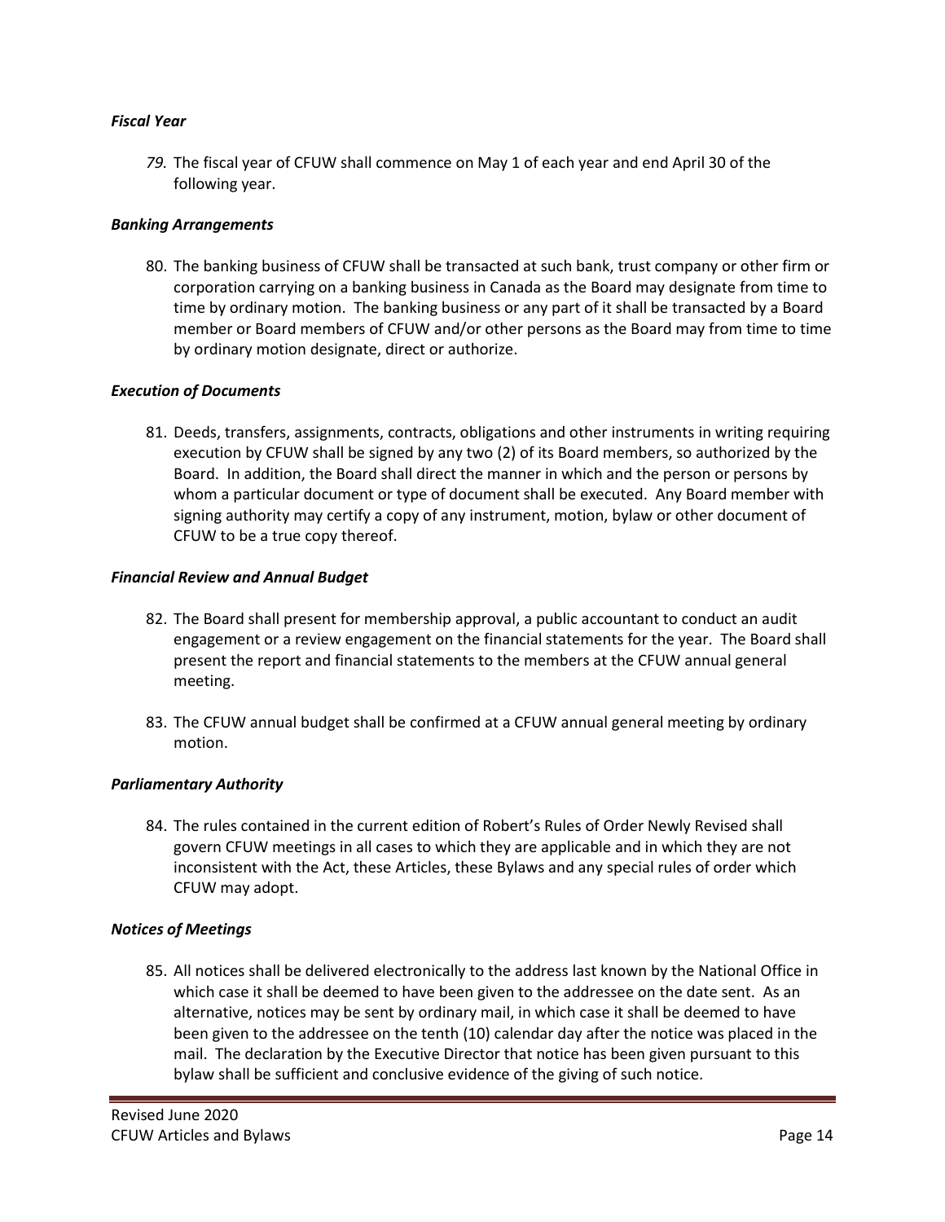### *Fiscal Year*

79. The fiscal year of CFUW shall commence on May 1 of each year and end April 30 of the following year.

### *Banking Arrangements*

80. The banking business of CFUW shall be transacted at such bank, trust company or other firm or corporation carrying on a banking business in Canada as the Board may designate from time to time by ordinary motion. The banking business or any part of it shall be transacted by a Board member or Board members of CFUW and/or other persons as the Board may from time to time by ordinary motion designate, direct or authorize.

### *Execution of Documents*

81. Deeds, transfers, assignments, contracts, obligations and other instruments in writing requiring execution by CFUW shall be signed by any two (2) of its Board members, so authorized by the Board. In addition, the Board shall direct the manner in which and the person or persons by whom a particular document or type of document shall be executed. Any Board member with signing authority may certify a copy of any instrument, motion, bylaw or other document of CFUW to be a true copy thereof.

### *Financial Review and Annual Budget*

82. The Board shall present for membership approval, a public accountant to conduct an audit engagement or a review engagement on the financial statements for the year. The Board shall present the report and financial statements to the members at the CFUW annual general meeting.

83. The CFUW annual budget shall be confirmed at a CFUW annual general meeting by ordinary motion.

### *Parliamentary Authority*

84. The rules contained in the current edition of Robert's Rules of Order Newly Revised shall govern CFUW meetings in all cases to which they are applicable and in which they are not inconsistent with the Act, these Articles, these Bylaws and any special rules of order which CFUW may adopt.

### *Notices of Meetings*

85. All notices shall be delivered electronically to the address last known by the National Office in which case it shall be deemed to have been given to the addressee on the date sent. As an alternative, notices may be sent by ordinary mail, in which case it shall be deemed to have been given to the addressee on the tenth (10) calendar day after the notice was placed in the mail. The declaration by the Executive Director that notice has been given pursuant to this bylaw shall be sufficient and conclusive evidence of the giving of such notice.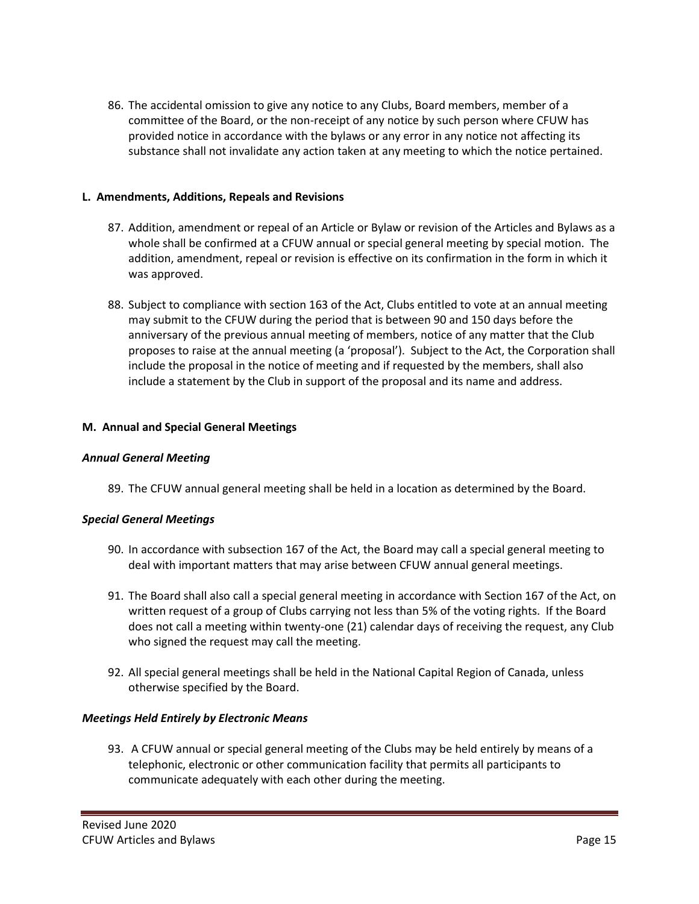86. The accidental omission to give any notice to any Clubs, Board members, member of a committee of the Board, or the non-receipt of any notice by such person where CFUW has provided notice in accordance with the bylaws or any error in any notice not affecting its substance shall not invalidate any action taken at any meeting to which the notice pertained.

**L. Amendments, Additions, Repeals and Revisions**

87. Addition, amendment or repeal of an Article or Bylaw or revision of the Articles and Bylaws as a whole shall be confirmed at a CFUW annual or special general meeting by special motion. The addition, amendment, repeal or revision is effective on its confirmation in the form in which it was approved.

88. Subject to compliance with section 163 of the Act, Clubs entitled to vote at an annual meeting may submit to the CFUW during the period that is between 90 and 150 days before the anniversary of the previous annual meeting of members, notice of any matter that the Club proposes to raise at the annual meeting (a 'proposal'). Subject to the Act, the Corporation shall include the proposal in the notice of meeting and if requested by the members, shall also include a statement by the Club in support of the proposal and its name and address.

**M. Annual and Special General Meetings**

***Annual General Meeting***

89. The CFUW annual general meeting shall be held in a location as determined by the Board.

***Special General Meetings***

90. In accordance with subsection 167 of the Act, the Board may call a special general meeting to deal with important matters that may arise between CFUW annual general meetings.

91. The Board shall also call a special general meeting in accordance with Section 167 of the Act, on written request of a group of Clubs carrying not less than 5% of the voting rights. If the Board does not call a meeting within twenty-one (21) calendar days of receiving the request, any Club who signed the request may call the meeting.

92. All special general meetings shall be held in the National Capital Region of Canada, unless otherwise specified by the Board.

***Meetings Held Entirely by Electronic Means***

93. A CFUW annual or special general meeting of the Clubs may be held entirely by means of a telephonic, electronic or other communication facility that permits all participants to communicate adequately with each other during the meeting.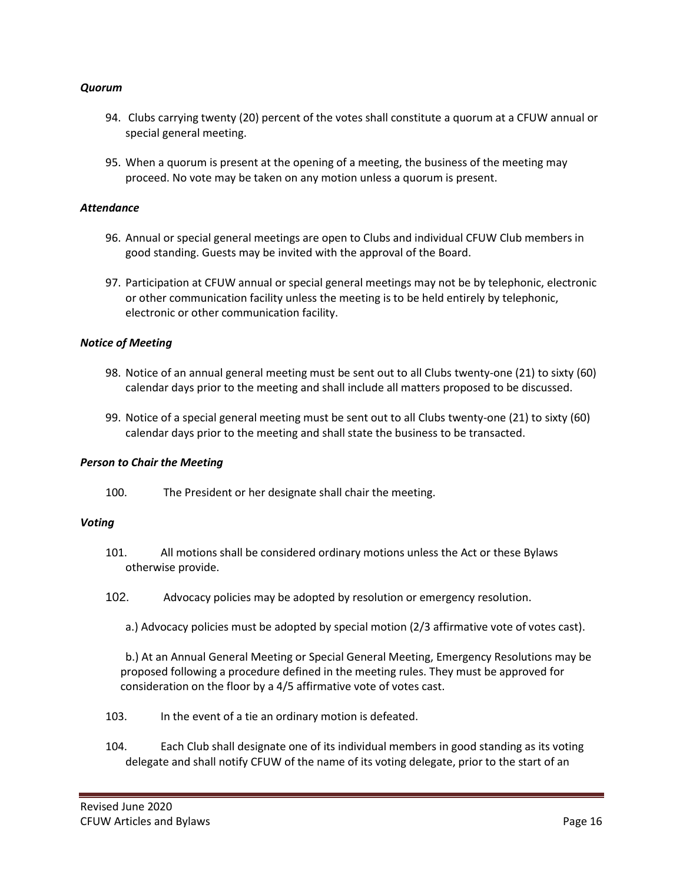### *Quorum*

94. Clubs carrying twenty (20) percent of the votes shall constitute a quorum at a CFUW annual or special general meeting.

95. When a quorum is present at the opening of a meeting, the business of the meeting may proceed. No vote may be taken on any motion unless a quorum is present.

### *Attendance*

96. Annual or special general meetings are open to Clubs and individual CFUW Club members in good standing. Guests may be invited with the approval of the Board.

97. Participation at CFUW annual or special general meetings may not be by telephonic, electronic or other communication facility unless the meeting is to be held entirely by telephonic, electronic or other communication facility.

### *Notice of Meeting*

98. Notice of an annual general meeting must be sent out to all Clubs twenty-one (21) to sixty (60) calendar days prior to the meeting and shall include all matters proposed to be discussed.

99. Notice of a special general meeting must be sent out to all Clubs twenty-one (21) to sixty (60) calendar days prior to the meeting and shall state the business to be transacted.

### *Person to Chair the Meeting*

100. The President or her designate shall chair the meeting.

### *Voting*

101. All motions shall be considered ordinary motions unless the Act or these Bylaws otherwise provide.

102. Advocacy policies may be adopted by resolution or emergency resolution.

   a.) Advocacy policies must be adopted by special motion (2/3 affirmative vote of votes cast).

   b.) At an Annual General Meeting or Special General Meeting, Emergency Resolutions may be proposed following a procedure defined in the meeting rules. They must be approved for consideration on the floor by a 4/5 affirmative vote of votes cast.

103. In the event of a tie an ordinary motion is defeated.

104. Each Club shall designate one of its individual members in good standing as its voting delegate and shall notify CFUW of the name of its voting delegate, prior to the start of an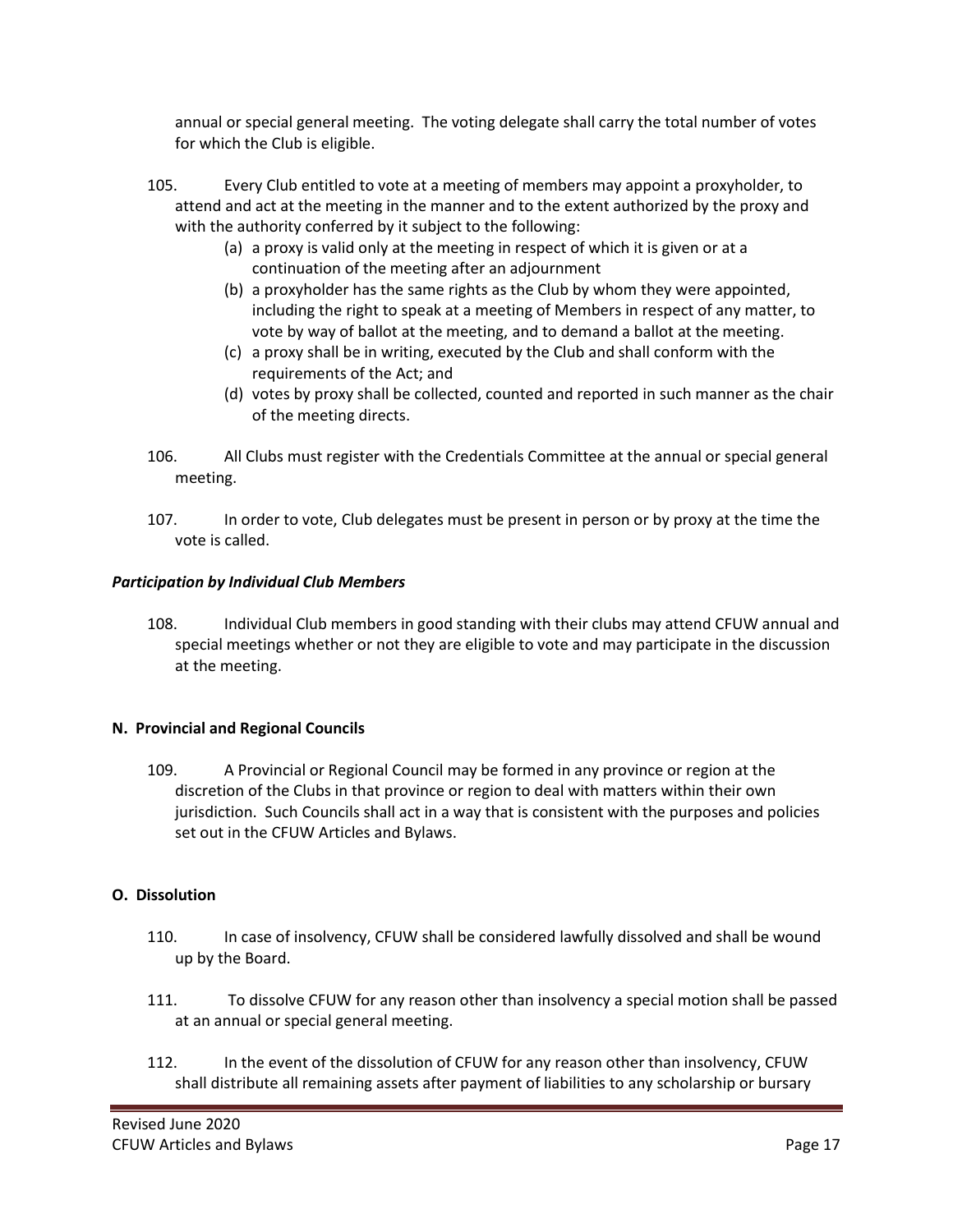annual or special general meeting. The voting delegate shall carry the total number of votes for which the Club is eligible.

105. Every Club entitled to vote at a meeting of members may appoint a proxyholder, to attend and act at the meeting in the manner and to the extent authorized by the proxy and with the authority conferred by it subject to the following:

  (a) a proxy is valid only at the meeting in respect of which it is given or at a continuation of the meeting after an adjournment
  (b) a proxyholder has the same rights as the Club by whom they were appointed, including the right to speak at a meeting of Members in respect of any matter, to vote by way of ballot at the meeting, and to demand a ballot at the meeting.
  (c) a proxy shall be in writing, executed by the Club and shall conform with the requirements of the Act; and
  (d) votes by proxy shall be collected, counted and reported in such manner as the chair of the meeting directs.

106. All Clubs must register with the Credentials Committee at the annual or special general meeting.

107. In order to vote, Club delegates must be present in person or by proxy at the time the vote is called.

***Participation by Individual Club Members***

108. Individual Club members in good standing with their clubs may attend CFUW annual and special meetings whether or not they are eligible to vote and may participate in the discussion at the meeting.

**N. Provincial and Regional Councils**

109. A Provincial or Regional Council may be formed in any province or region at the discretion of the Clubs in that province or region to deal with matters within their own jurisdiction. Such Councils shall act in a way that is consistent with the purposes and policies set out in the CFUW Articles and Bylaws.

**O. Dissolution**

110. In case of insolvency, CFUW shall be considered lawfully dissolved and shall be wound up by the Board.

111. To dissolve CFUW for any reason other than insolvency a special motion shall be passed at an annual or special general meeting.

112. In the event of the dissolution of CFUW for any reason other than insolvency, CFUW shall distribute all remaining assets after payment of liabilities to any scholarship or bursary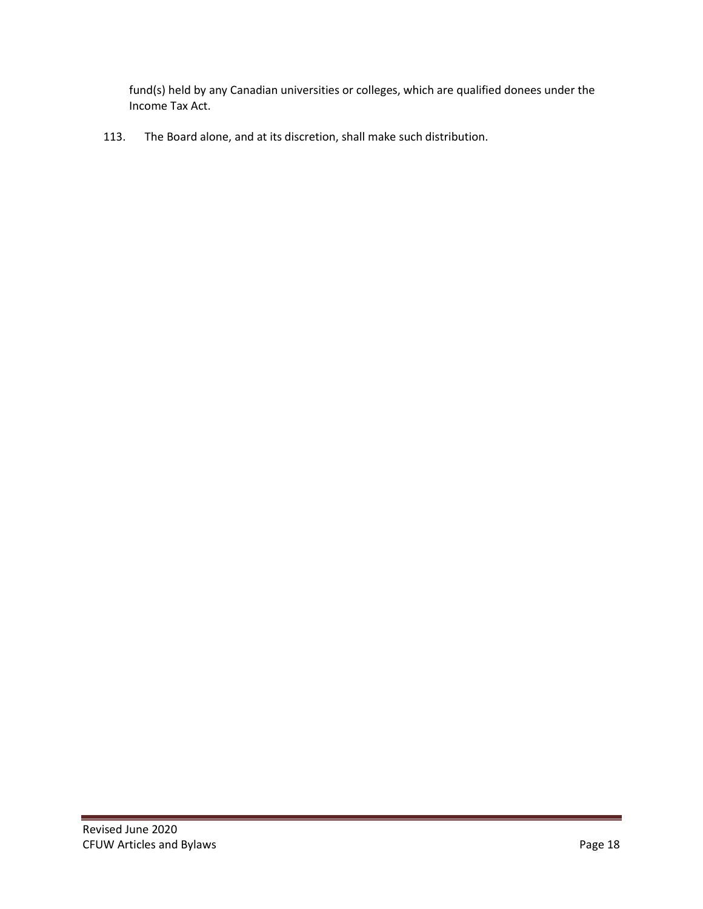fund(s) held by any Canadian universities or colleges, which are qualified donees under the Income Tax Act.

113. The Board alone, and at its discretion, shall make such distribution.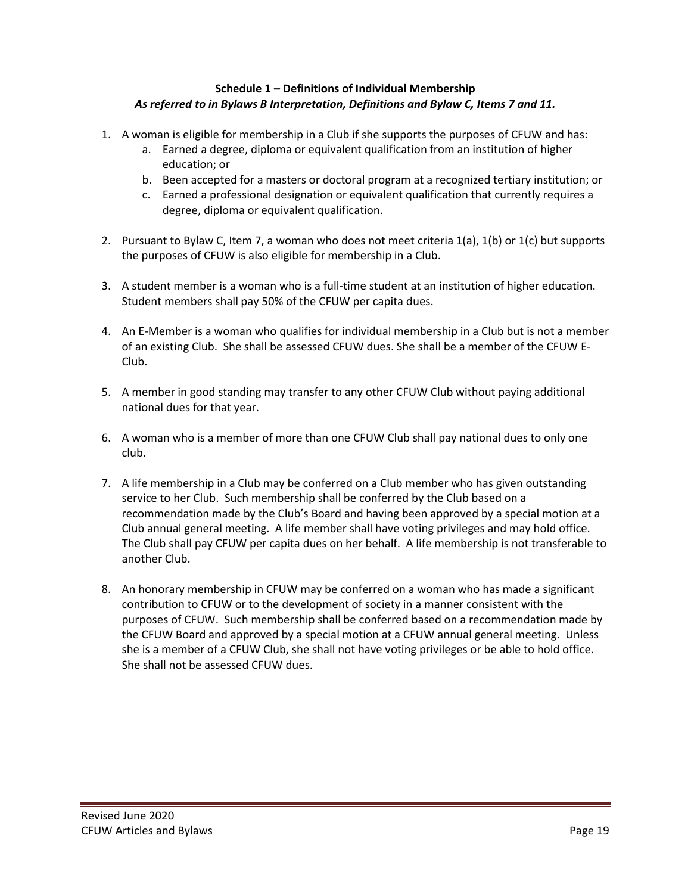**Schedule 1 – Definitions of Individual Membership**
***As referred to in Bylaws B Interpretation, Definitions and Bylaw C, Items 7 and 11.***

1. A woman is eligible for membership in a Club if she supports the purposes of CFUW and has:
   a. Earned a degree, diploma or equivalent qualification from an institution of higher education; or
   b. Been accepted for a masters or doctoral program at a recognized tertiary institution; or
   c. Earned a professional designation or equivalent qualification that currently requires a degree, diploma or equivalent qualification.

2. Pursuant to Bylaw C, Item 7, a woman who does not meet criteria 1(a), 1(b) or 1(c) but supports the purposes of CFUW is also eligible for membership in a Club.

3. A student member is a woman who is a full-time student at an institution of higher education. Student members shall pay 50% of the CFUW per capita dues.

4. An E-Member is a woman who qualifies for individual membership in a Club but is not a member of an existing Club. She shall be assessed CFUW dues. She shall be a member of the CFUW E-Club.

5. A member in good standing may transfer to any other CFUW Club without paying additional national dues for that year.

6. A woman who is a member of more than one CFUW Club shall pay national dues to only one club.

7. A life membership in a Club may be conferred on a Club member who has given outstanding service to her Club. Such membership shall be conferred by the Club based on a recommendation made by the Club's Board and having been approved by a special motion at a Club annual general meeting. A life member shall have voting privileges and may hold office. The Club shall pay CFUW per capita dues on her behalf. A life membership is not transferable to another Club.

8. An honorary membership in CFUW may be conferred on a woman who has made a significant contribution to CFUW or to the development of society in a manner consistent with the purposes of CFUW. Such membership shall be conferred based on a recommendation made by the CFUW Board and approved by a special motion at a CFUW annual general meeting. Unless she is a member of a CFUW Club, she shall not have voting privileges or be able to hold office. She shall not be assessed CFUW dues.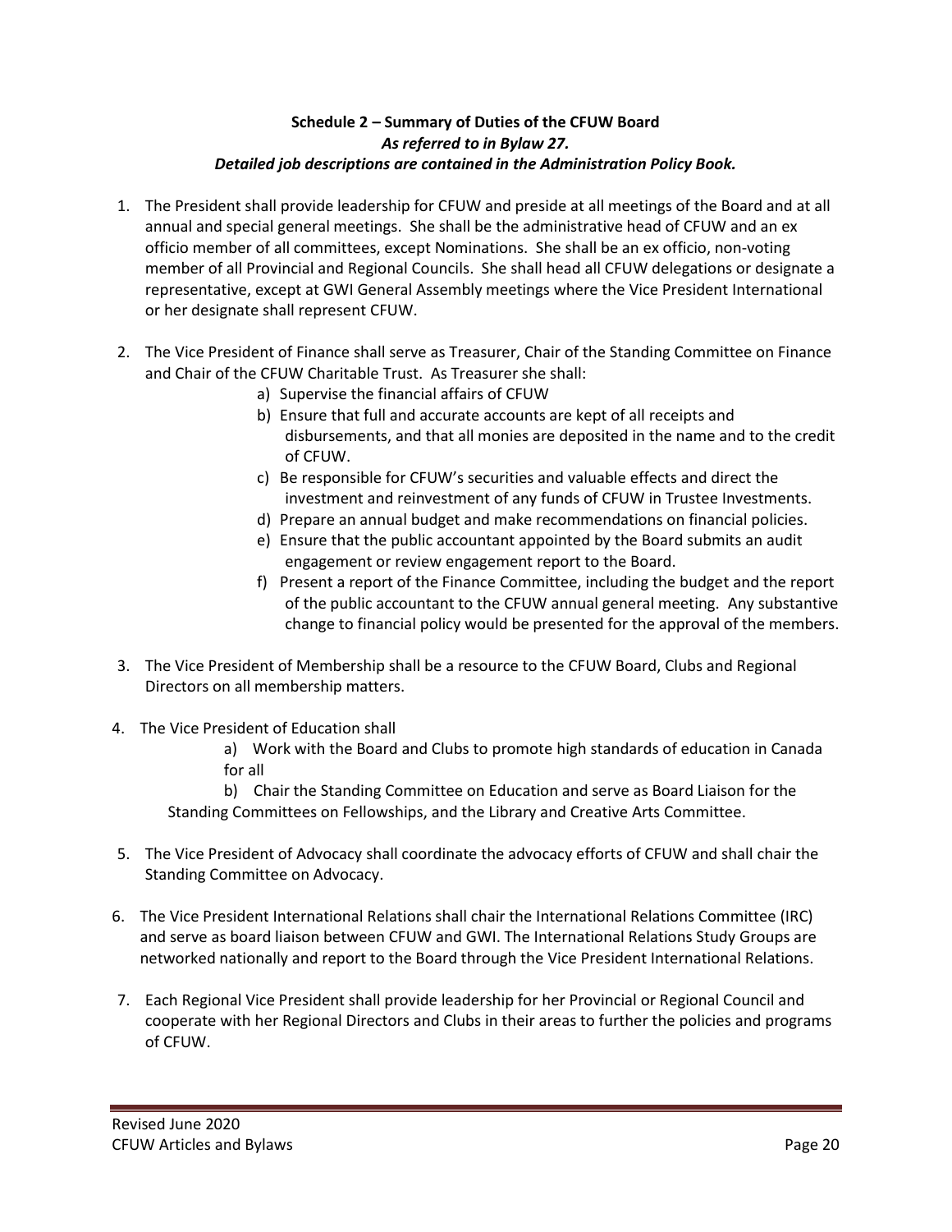### Schedule 2 – Summary of Duties of the CFUW Board

***As referred to in Bylaw 27.***

***Detailed job descriptions are contained in the Administration Policy Book.***

1. The President shall provide leadership for CFUW and preside at all meetings of the Board and at all annual and special general meetings. She shall be the administrative head of CFUW and an ex officio member of all committees, except Nominations. She shall be an ex officio, non-voting member of all Provincial and Regional Councils. She shall head all CFUW delegations or designate a representative, except at GWI General Assembly meetings where the Vice President International or her designate shall represent CFUW.

2. The Vice President of Finance shall serve as Treasurer, Chair of the Standing Committee on Finance and Chair of the CFUW Charitable Trust. As Treasurer she shall:
   a) Supervise the financial affairs of CFUW
   b) Ensure that full and accurate accounts are kept of all receipts and disbursements, and that all monies are deposited in the name and to the credit of CFUW.
   c) Be responsible for CFUW's securities and valuable effects and direct the investment and reinvestment of any funds of CFUW in Trustee Investments.
   d) Prepare an annual budget and make recommendations on financial policies.
   e) Ensure that the public accountant appointed by the Board submits an audit engagement or review engagement report to the Board.
   f) Present a report of the Finance Committee, including the budget and the report of the public accountant to the CFUW annual general meeting. Any substantive change to financial policy would be presented for the approval of the members.

3. The Vice President of Membership shall be a resource to the CFUW Board, Clubs and Regional Directors on all membership matters.

4. The Vice President of Education shall
   a) Work with the Board and Clubs to promote high standards of education in Canada for all
   b) Chair the Standing Committee on Education and serve as Board Liaison for the Standing Committees on Fellowships, and the Library and Creative Arts Committee.

5. The Vice President of Advocacy shall coordinate the advocacy efforts of CFUW and shall chair the Standing Committee on Advocacy.

6. The Vice President International Relations shall chair the International Relations Committee (IRC) and serve as board liaison between CFUW and GWI. The International Relations Study Groups are networked nationally and report to the Board through the Vice President International Relations.

7. Each Regional Vice President shall provide leadership for her Provincial or Regional Council and cooperate with her Regional Directors and Clubs in their areas to further the policies and programs of CFUW.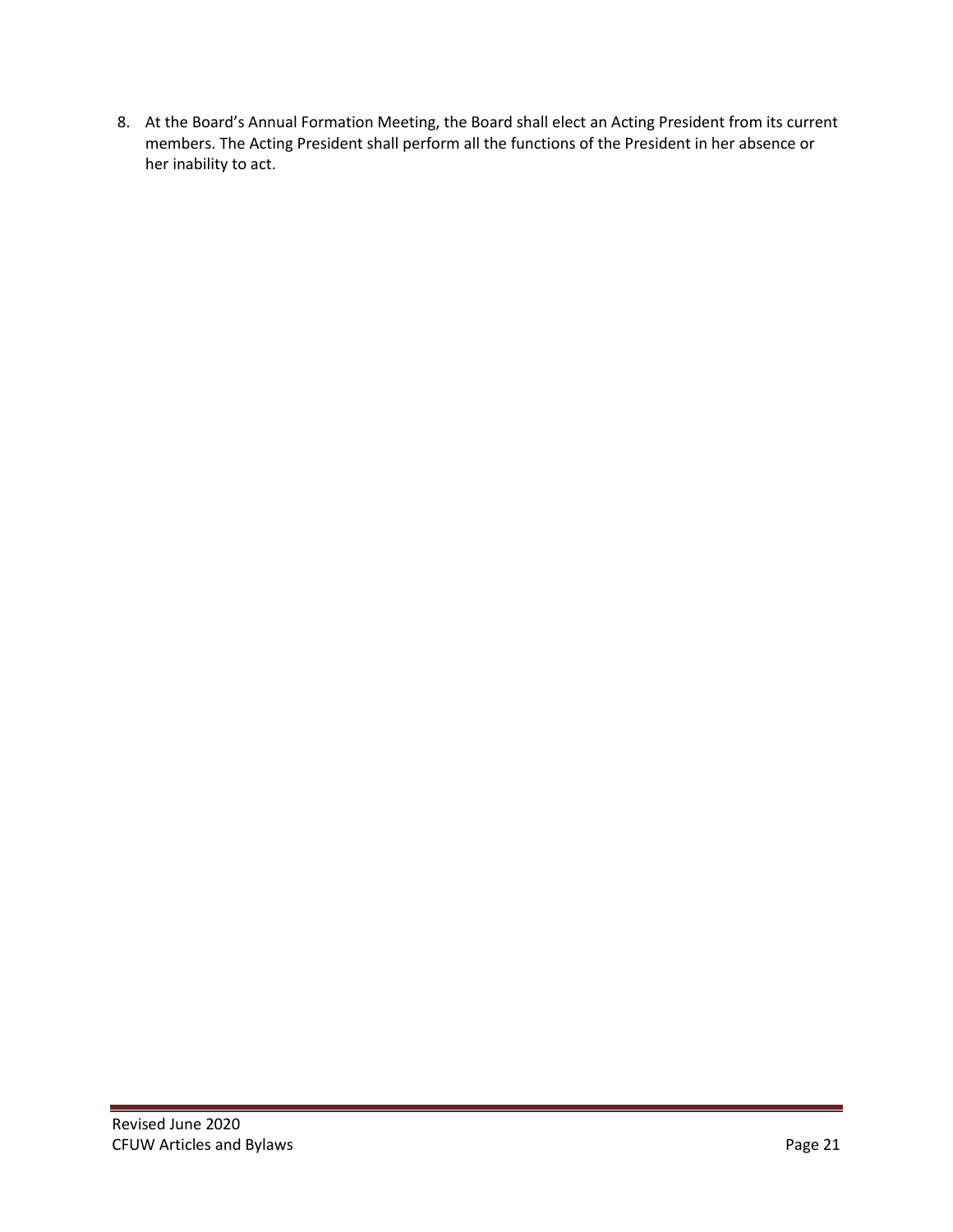8. At the Board's Annual Formation Meeting, the Board shall elect an Acting President from its current members. The Acting President shall perform all the functions of the President in her absence or her inability to act.